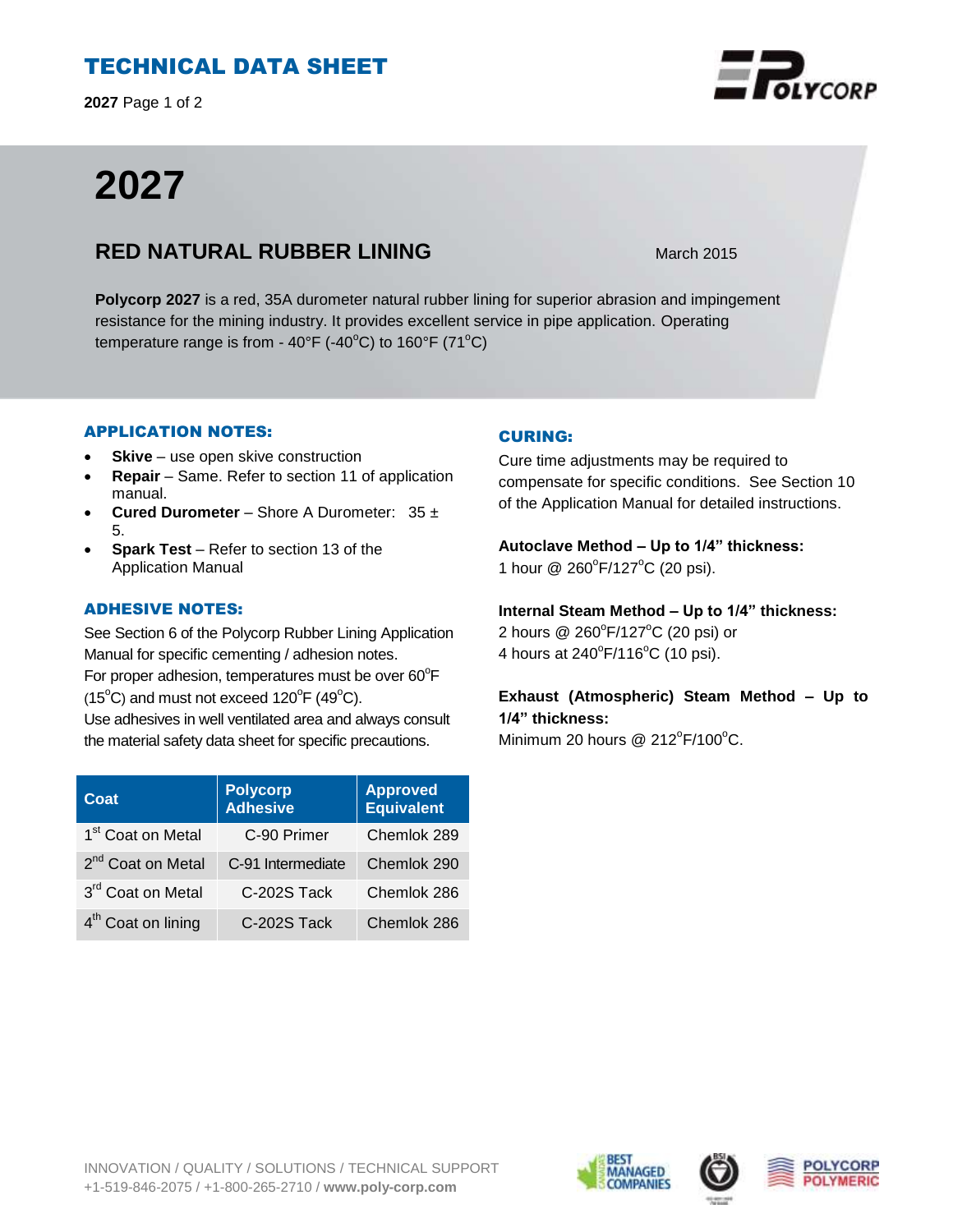# TECHNICAL DATA SHEET

# 2027

## RED NATURAL RUBBER LINING

March 2015

**Polycorp 2027** is a red, 35A durometer natural rubber lining for superior abrasion and impingement resistance for the mining industry. It provides excellent service in pipe application. Operating temperature range is from - 40°F (-40°C) to 160°F (71°C)

### APPLICATION NOTES:

- **Skive** – use open skive construction
- **Repair** – Same. Refer to section 11 of application manual.
- **Cured Durometer** – Shore A Durometer: 35 ± 5.
- **Spark Test** – Refer to section 13 of the Application Manual

### ADHESIVE NOTES:

See Section 6 of the Polycorp Rubber Lining Application Manual for specific cementing / adhesion notes.
For proper adhesion, temperatures must be over 60°F (15°C) and must not exceed 120°F (49°C).
Use adhesives in well ventilated area and always consult the material safety data sheet for specific precautions.

| Coat | Polycorp Adhesive | Approved Equivalent |
|---|---|---|
| 1st Coat on Metal | C-90 Primer | Chemlok 289 |
| 2nd Coat on Metal | C-91 Intermediate | Chemlok 290 |
| 3rd Coat on Metal | C-202S Tack | Chemlok 286 |
| 4th Coat on lining | C-202S Tack | Chemlok 286 |

### CURING:

Cure time adjustments may be required to compensate for specific conditions. See Section 10 of the Application Manual for detailed instructions.

**Autoclave Method – Up to 1/4" thickness:**
1 hour @ 260°F/127°C (20 psi).

**Internal Steam Method – Up to 1/4" thickness:**
2 hours @ 260°F/127°C (20 psi) or
4 hours at 240°F/116°C (10 psi).

**Exhaust (Atmospheric) Steam Method – Up to 1/4" thickness:**
Minimum 20 hours @ 212°F/100°C.

INNOVATION / QUALITY / SOLUTIONS / TECHNICAL SUPPORT
+1-519-846-2075 / +1-800-265-2710 / **www.poly-corp.com**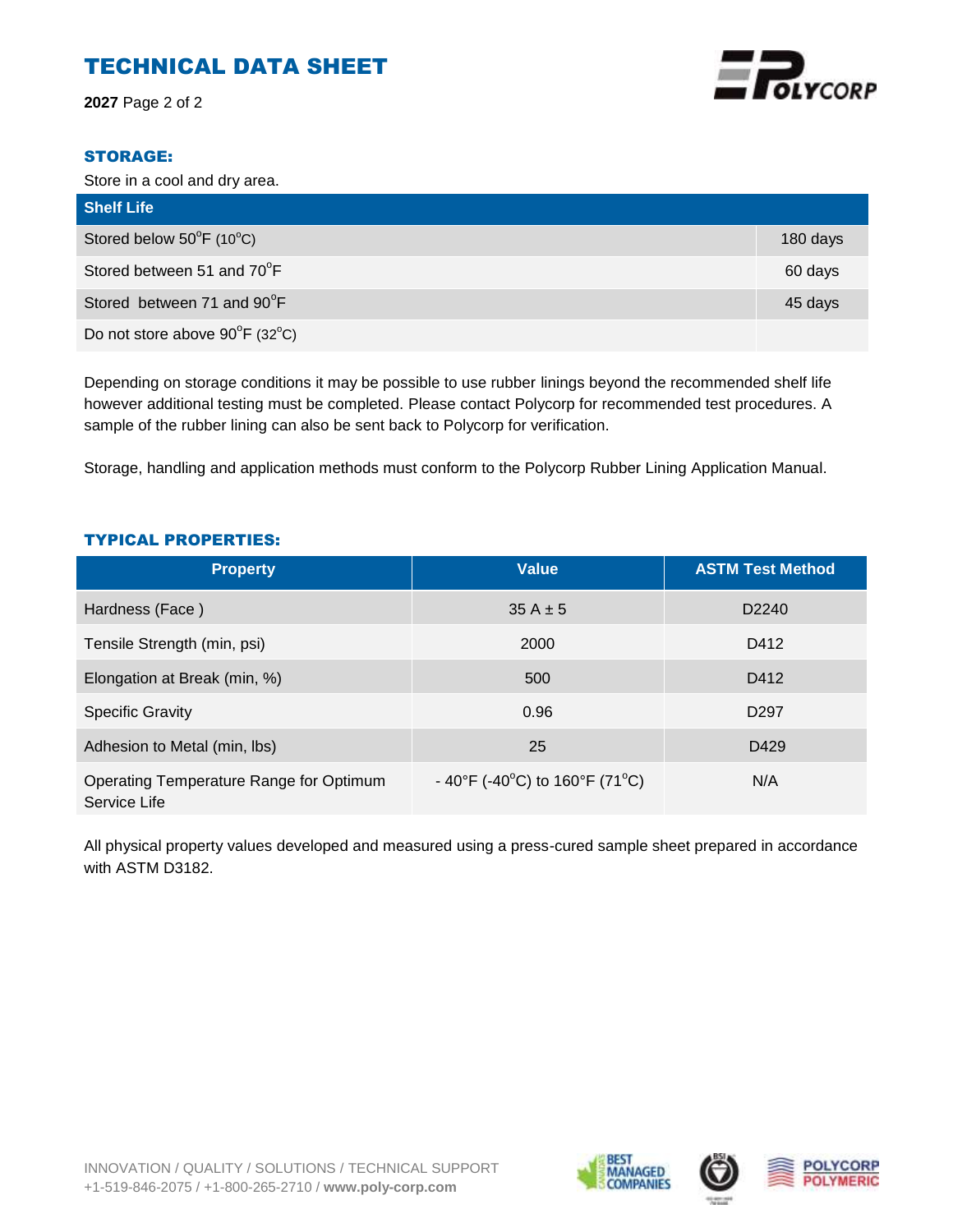## STORAGE:

Store in a cool and dry area.

| Shelf Life | |
|---|---|
| Stored below 50°F (10°C) | 180 days |
| Stored between 51 and 70°F | 60 days |
| Stored between 71 and 90°F | 45 days |
| Do not store above 90°F (32°C) | |

Depending on storage conditions it may be possible to use rubber linings beyond the recommended shelf life however additional testing must be completed. Please contact Polycorp for recommended test procedures. A sample of the rubber lining can also be sent back to Polycorp for verification.

Storage, handling and application methods must conform to the Polycorp Rubber Lining Application Manual.

## TYPICAL PROPERTIES:

| Property | Value | ASTM Test Method |
|---|---|---|
| Hardness (Face ) | 35 A ± 5 | D2240 |
| Tensile Strength (min, psi) | 2000 | D412 |
| Elongation at Break (min, %) | 500 | D412 |
| Specific Gravity | 0.96 | D297 |
| Adhesion to Metal (min, lbs) | 25 | D429 |
| Operating Temperature Range for Optimum Service Life | - 40°F (-40°C) to 160°F (71°C) | N/A |

All physical property values developed and measured using a press-cured sample sheet prepared in accordance with ASTM D3182.

INNOVATION / QUALITY / SOLUTIONS / TECHNICAL SUPPORT
+1-519-846-2075 / +1-800-265-2710 / **www.poly-corp.com**